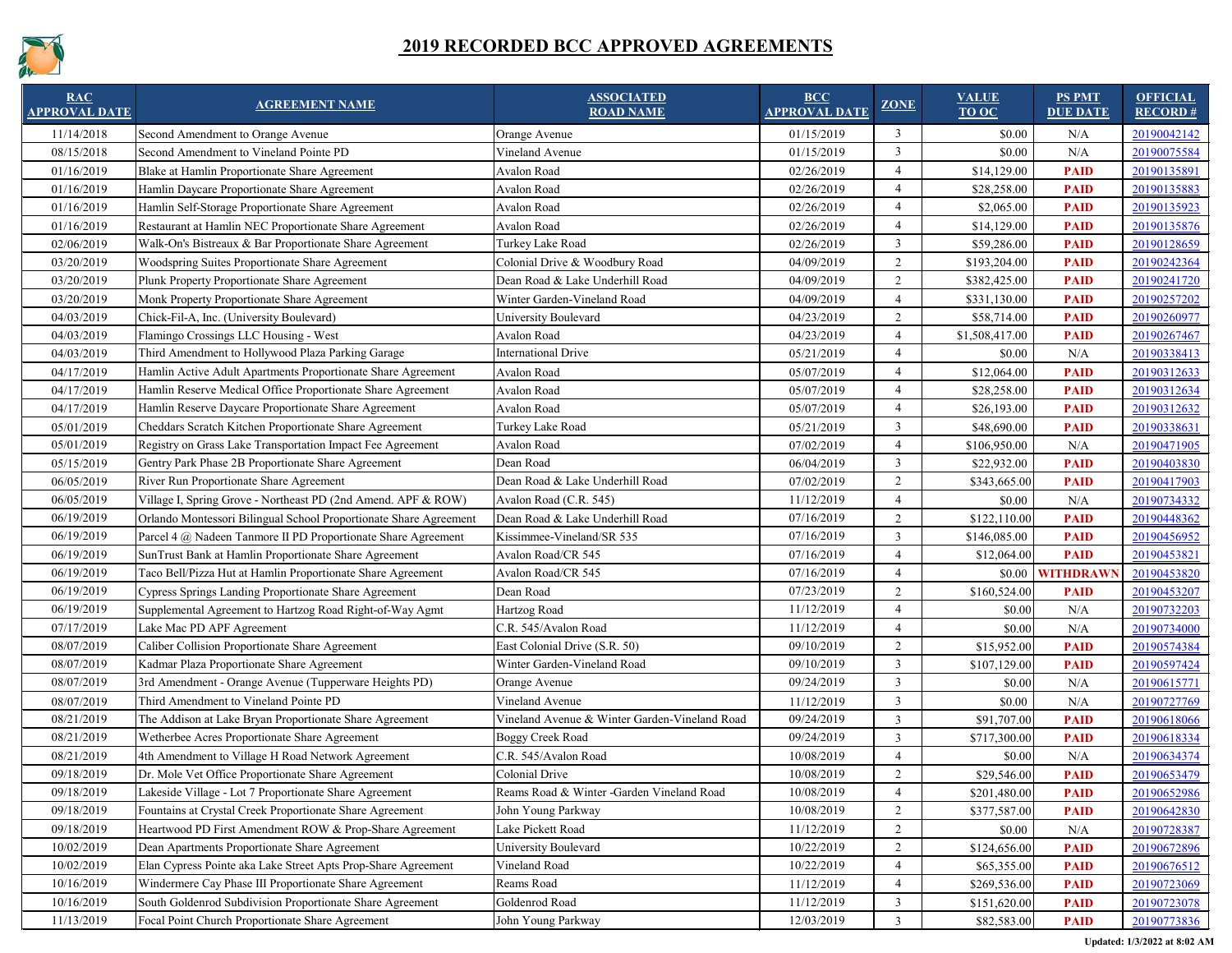# 2019 RECORDED BCC APPROVED AGREEMENTS

| RAC APPROVAL DATE | AGREEMENT NAME | ASSOCIATED ROAD NAME | BCC APPROVAL DATE | ZONE | VALUE TO OC | PS PMT DUE DATE | OFFICIAL RECORD # |
|---|---|---|---|---|---|---|---|
| 11/14/2018 | Second Amendment to Orange Avenue | Orange Avenue | 01/15/2019 | 3 | $0.00 | N/A | 20190042142 |
| 08/15/2018 | Second Amendment to Vineland Pointe PD | Vineland Avenue | 01/15/2019 | 3 | $0.00 | N/A | 20190075584 |
| 01/16/2019 | Blake at Hamlin Proportionate Share Agreement | Avalon Road | 02/26/2019 | 4 | $14,129.00 | PAID | 20190135891 |
| 01/16/2019 | Hamlin Daycare Proportionate Share Agreement | Avalon Road | 02/26/2019 | 4 | $28,258.00 | PAID | 20190135883 |
| 01/16/2019 | Hamlin Self-Storage Proportionate Share Agreement | Avalon Road | 02/26/2019 | 4 | $2,065.00 | PAID | 20190135923 |
| 01/16/2019 | Restaurant at Hamlin NEC Proportionate Share Agreement | Avalon Road | 02/26/2019 | 4 | $14,129.00 | PAID | 20190135876 |
| 02/06/2019 | Walk-On's Bistreaux & Bar Proportionate Share Agreement | Turkey Lake Road | 02/26/2019 | 3 | $59,286.00 | PAID | 20190128659 |
| 03/20/2019 | Woodspring Suites Proportionate Share Agreement | Colonial Drive & Woodbury Road | 04/09/2019 | 2 | $193,204.00 | PAID | 20190242364 |
| 03/20/2019 | Plunk Property Proportionate Share Agreement | Dean Road & Lake Underhill Road | 04/09/2019 | 2 | $382,425.00 | PAID | 20190241720 |
| 03/20/2019 | Monk Property Proportionate Share Agreement | Winter Garden-Vineland Road | 04/09/2019 | 4 | $331,130.00 | PAID | 20190257202 |
| 04/03/2019 | Chick-Fil-A, Inc. (University Boulevard) | University Boulevard | 04/23/2019 | 2 | $58,714.00 | PAID | 20190260977 |
| 04/03/2019 | Flamingo Crossings LLC Housing - West | Avalon Road | 04/23/2019 | 4 | $1,508,417.00 | PAID | 20190267467 |
| 04/03/2019 | Third Amendment to Hollywood Plaza Parking Garage | International Drive | 05/21/2019 | 4 | $0.00 | N/A | 20190338413 |
| 04/17/2019 | Hamlin Active Adult Apartments Proportionate Share Agreement | Avalon Road | 05/07/2019 | 4 | $12,064.00 | PAID | 20190312633 |
| 04/17/2019 | Hamlin Reserve Medical Office Proportionate Share Agreement | Avalon Road | 05/07/2019 | 4 | $28,258.00 | PAID | 20190312634 |
| 04/17/2019 | Hamlin Reserve Daycare Proportionate Share Agreement | Avalon Road | 05/07/2019 | 4 | $26,193.00 | PAID | 20190312632 |
| 05/01/2019 | Cheddars Scratch Kitchen Proportionate Share Agreement | Turkey Lake Road | 05/21/2019 | 3 | $48,690.00 | PAID | 20190338631 |
| 05/01/2019 | Registry on Grass Lake Transportation Impact Fee Agreement | Avalon Road | 07/02/2019 | 4 | $106,950.00 | N/A | 20190471905 |
| 05/15/2019 | Gentry Park Phase 2B Proportionate Share Agreement | Dean Road | 06/04/2019 | 3 | $22,932.00 | PAID | 20190403830 |
| 06/05/2019 | River Run Proportionate Share Agreement | Dean Road & Lake Underhill Road | 07/02/2019 | 2 | $343,665.00 | PAID | 20190417903 |
| 06/05/2019 | Village I, Spring Grove - Northeast PD (2nd Amend. APF & ROW) | Avalon Road (C.R. 545) | 11/12/2019 | 4 | $0.00 | N/A | 20190734332 |
| 06/19/2019 | Orlando Montessori Bilingual School Proportionate Share Agreement | Dean Road & Lake Underhill Road | 07/16/2019 | 2 | $122,110.00 | PAID | 20190448362 |
| 06/19/2019 | Parcel 4 @ Nadeen Tanmore II PD Proportionate Share Agreement | Kissimmee-Vineland/SR 535 | 07/16/2019 | 3 | $146,085.00 | PAID | 20190456952 |
| 06/19/2019 | SunTrust Bank at Hamlin Proportionate Share Agreement | Avalon Road/CR 545 | 07/16/2019 | 4 | $12,064.00 | PAID | 20190453821 |
| 06/19/2019 | Taco Bell/Pizza Hut at Hamlin Proportionate Share Agreement | Avalon Road/CR 545 | 07/16/2019 | 4 | $0.00 | WITHDRAWN | 20190453820 |
| 06/19/2019 | Cypress Springs Landing Proportionate Share Agreement | Dean Road | 07/23/2019 | 2 | $160,524.00 | PAID | 20190453207 |
| 06/19/2019 | Supplemental Agreement to Hartzog Road Right-of-Way Agmt | Hartzog Road | 11/12/2019 | 4 | $0.00 | N/A | 20190732203 |
| 07/17/2019 | Lake Mac PD APF Agreement | C.R. 545/Avalon Road | 11/12/2019 | 4 | $0.00 | N/A | 20190734000 |
| 08/07/2019 | Caliber Collision Proportionate Share Agreement | East Colonial Drive (S.R. 50) | 09/10/2019 | 2 | $15,952.00 | PAID | 20190574384 |
| 08/07/2019 | Kadmar Plaza Proportionate Share Agreement | Winter Garden-Vineland Road | 09/10/2019 | 3 | $107,129.00 | PAID | 20190597424 |
| 08/07/2019 | 3rd Amendment - Orange Avenue (Tupperware Heights PD) | Orange Avenue | 09/24/2019 | 3 | $0.00 | N/A | 20190615771 |
| 08/07/2019 | Third Amendment to Vineland Pointe PD | Vineland Avenue | 11/12/2019 | 3 | $0.00 | N/A | 20190727769 |
| 08/21/2019 | The Addison at Lake Bryan Proportionate Share Agreement | Vineland Avenue & Winter Garden-Vineland Road | 09/24/2019 | 3 | $91,707.00 | PAID | 20190618066 |
| 08/21/2019 | Wetherbee Acres Proportionate Share Agreement | Boggy Creek Road | 09/24/2019 | 3 | $717,300.00 | PAID | 20190618334 |
| 08/21/2019 | 4th Amendment to Village H Road Network Agreement | C.R. 545/Avalon Road | 10/08/2019 | 4 | $0.00 | N/A | 20190634374 |
| 09/18/2019 | Dr. Mole Vet Office Proportionate Share Agreement | Colonial Drive | 10/08/2019 | 2 | $29,546.00 | PAID | 20190653479 |
| 09/18/2019 | Lakeside Village - Lot 7 Proportionate Share Agreement | Reams Road & Winter -Garden Vineland Road | 10/08/2019 | 4 | $201,480.00 | PAID | 20190652986 |
| 09/18/2019 | Fountains at Crystal Creek Proportionate Share Agreement | John Young Parkway | 10/08/2019 | 2 | $377,587.00 | PAID | 20190642830 |
| 09/18/2019 | Heartwood PD First Amendment ROW & Prop-Share Agreement | Lake Pickett Road | 11/12/2019 | 2 | $0.00 | N/A | 20190728387 |
| 10/02/2019 | Dean Apartments Proportionate Share Agreement | University Boulevard | 10/22/2019 | 2 | $124,656.00 | PAID | 20190672896 |
| 10/02/2019 | Elan Cypress Pointe aka Lake Street Apts Prop-Share Agreement | Vineland Road | 10/22/2019 | 4 | $65,355.00 | PAID | 20190676512 |
| 10/16/2019 | Windermere Cay Phase III Proportionate Share Agreement | Reams Road | 11/12/2019 | 4 | $269,536.00 | PAID | 20190723069 |
| 10/16/2019 | South Goldenrod Subdivision Proportionate Share Agreement | Goldenrod Road | 11/12/2019 | 3 | $151,620.00 | PAID | 20190723078 |
| 11/13/2019 | Focal Point Church Proportionate Share Agreement | John Young Parkway | 12/03/2019 | 3 | $82,583.00 | PAID | 20190773836 |

Updated: 1/3/2022 at 8:02 AM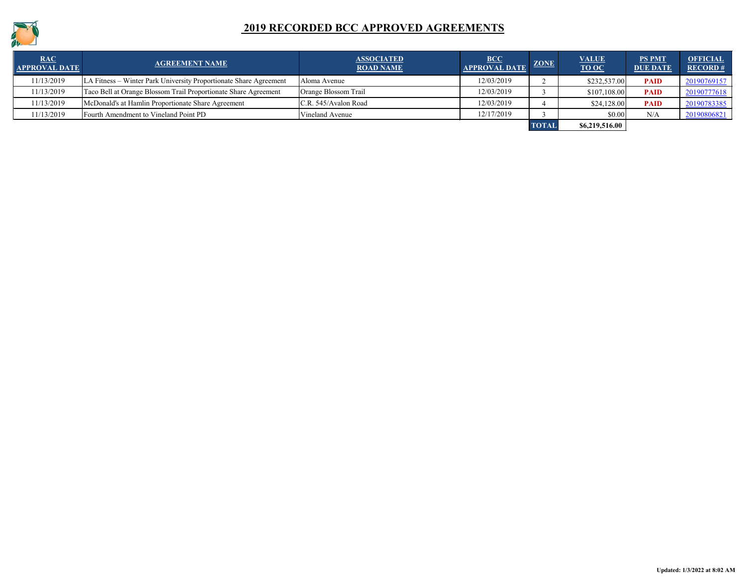# 2019 RECORDED BCC APPROVED AGREEMENTS

| RAC APPROVAL DATE | AGREEMENT NAME | ASSOCIATED ROAD NAME | BCC APPROVAL DATE | ZONE | VALUE TO OC | PS PMT DUE DATE | OFFICIAL RECORD # |
|---|---|---|---|---|---|---|---|
| 11/13/2019 | LA Fitness – Winter Park University Proportionate Share Agreement | Aloma Avenue | 12/03/2019 | 2 | $232,537.00 | **PAID** | 20190769157 |
| 11/13/2019 | Taco Bell at Orange Blossom Trail Proportionate Share Agreement | Orange Blossom Trail | 12/03/2019 | 3 | $107,108.00 | **PAID** | 20190777618 |
| 11/13/2019 | McDonald's at Hamlin Proportionate Share Agreement | C.R. 545/Avalon Road | 12/03/2019 | 4 | $24,128.00 | **PAID** | 20190783385 |
| 11/13/2019 | Fourth Amendment to Vineland Point PD | Vineland Avenue | 12/17/2019 | 3 | $0.00 | N/A | 20190806821 |
| | | | | **TOTAL** | **$6,219,516.00** | | |

**Updated: 1/3/2022 at 8:02 AM**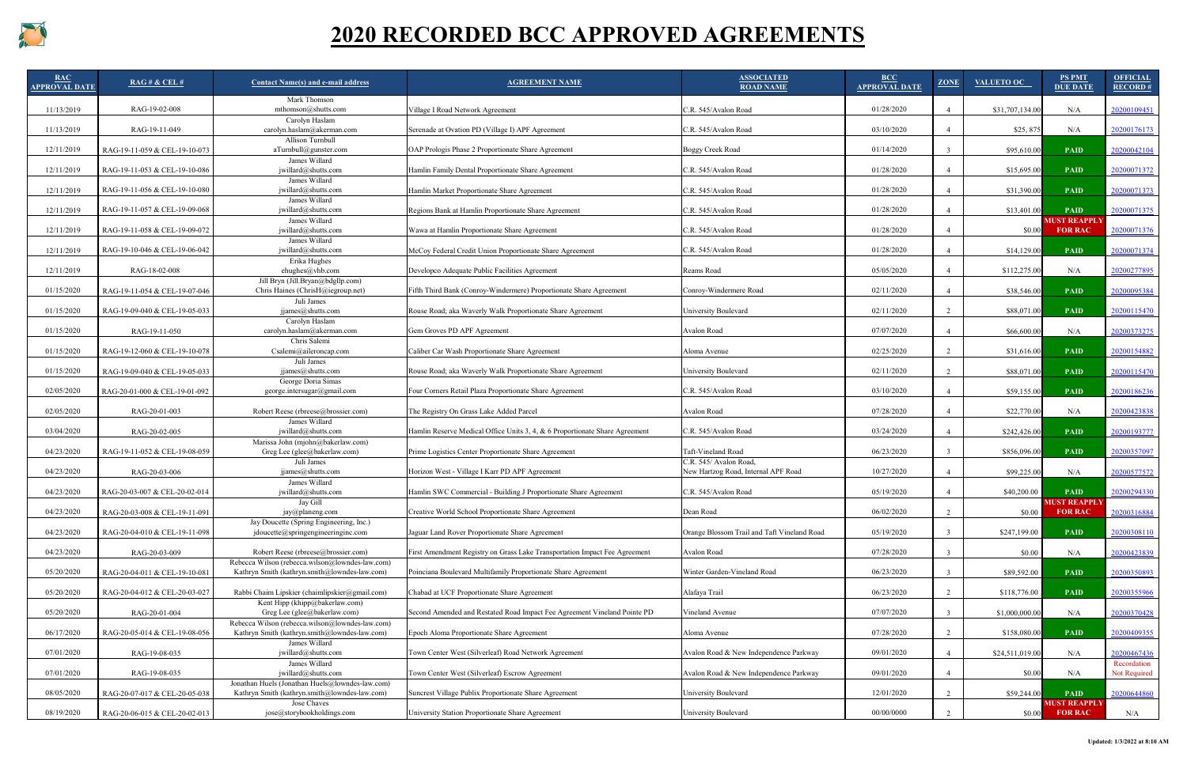# 2020 RECORDED BCC APPROVED AGREEMENTS

| RAC APPROVAL DATE | RAG # & CEL # | Contact Name(s) and e-mail address | AGREEMENT NAME | ASSOCIATED ROAD NAME | BCC APPROVAL DATE | ZONE | VALUE TO OC | PS PMT DUE DATE | OFFICIAL RECORD # |
|---|---|---|---|---|---|---|---|---|---|
| 11/13/2019 | RAG-19-02-008 | Mark Thomson mthomson@shutts.com | Village I Road Network Agreement | C.R. 545/Avalon Road | 01/28/2020 | 4 | $31,707,134.00 | N/A | 20200109451 |
| 11/13/2019 | RAG-19-11-049 | Carolyn Haslam carolyn.haslam@akerman.com | Serenade at Ovation PD (Village I) APF Agreement | C.R. 545/Avalon Road | 03/10/2020 | 4 | $25, 875 | N/A | 20200176173 |
| 12/11/2019 | RAG-19-11-059 & CEL-19-10-073 | Allison Turnbull aTurnbull@gunster.com | OAP Prologis Phase 2 Proportionate Share Agreement | Boggy Creek Road | 01/14/2020 | 3 | $95,610.00 | PAID | 20200042104 |
| 12/11/2019 | RAG-19-11-053 & CEL-19-10-086 | James Willard jwillard@shutts.com | Hamlin Family Dental Proportionate Share Agreement | C.R. 545/Avalon Road | 01/28/2020 | 4 | $15,695.00 | PAID | 20200071372 |
| 12/11/2019 | RAG-19-11-056 & CEL-19-10-080 | James Willard jwillard@shutts.com | Hamlin Market Proportionate Share Agreement | C.R. 545/Avalon Road | 01/28/2020 | 4 | $31,390.00 | PAID | 20200071373 |
| 12/11/2019 | RAG-19-11-057 & CEL-19-09-068 | James Willard jwillard@shutts.com | Regions Bank at Hamlin Proportionate Share Agreement | C.R. 545/Avalon Road | 01/28/2020 | 4 | $13,401.00 | PAID | 20200071375 |
| 12/11/2019 | RAG-19-11-058 & CEL-19-09-072 | James Willard jwillard@shutts.com | Wawa at Hamlin Proportionate Share Agreement | C.R. 545/Avalon Road | 01/28/2020 | 4 | $0.00 | MUST REAPPLY FOR RAC | 20200071376 |
| 12/11/2019 | RAG-19-10-046 & CEL-19-06-042 | James Willard jwillard@shutts.com | McCoy Federal Credit Union Proportionate Share Agreement | C.R. 545/Avalon Road | 01/28/2020 | 4 | $14,129.00 | PAID | 20200071374 |
| 12/11/2019 | RAG-18-02-008 | Erika Hughes ehughes@vhb.com | Developco Adequate Public Facilities Agreement | Reams Road | 05/05/2020 | 4 | $112,275.00 | N/A | 20200277895 |
| 01/15/2020 | RAG-19-11-054 & CEL-19-07-046 | Jill Bryn (Jill.Bryan@bdgllp.com) Chris Haines (ChrisH@iegroup.net) | Fifth Third Bank (Conroy-Windermere) Proportionate Share Agreement | Conroy-Windermere Road | 02/11/2020 | 4 | $38,546.00 | PAID | 20200095384 |
| 01/15/2020 | RAG-19-09-040 & CEL-19-05-033 | Juli James jjames@shutts.com | Rouse Road; aka Waverly Walk Proportionate Share Agreement | University Boulevard | 02/11/2020 | 2 | $88,071.00 | PAID | 20200115470 |
| 01/15/2020 | RAG-19-11-050 | Carolyn Haslam carolyn.haslam@akerman.com | Gem Groves PD APF Agreement | Avalon Road | 07/07/2020 | 4 | $66,600.00 | N/A | 20200373275 |
| 01/15/2020 | RAG-19-12-060 & CEL-19-10-078 | Chris Salemi Csalemi@aileroncap.com | Caliber Car Wash Proportionate Share Agreement | Aloma Avenue | 02/25/2020 | 2 | $31,616.00 | PAID | 20200154882 |
| 01/15/2020 | RAG-19-09-040 & CEL-19-05-033 | Juli James jjames@shutts.com | Rouse Road; aka Waverly Walk Proportionate Share Agreement | University Boulevard | 02/11/2020 | 2 | $88,071.00 | PAID | 20200115470 |
| 02/05/2020 | RAG-20-01-000 & CEL-19-01-092 | George Doria Simas george.intersugar@gmail.com | Four Corners Retail Plaza Proportionate Share Agreement | C.R. 545/Avalon Road | 03/10/2020 | 4 | $59,155.00 | PAID | 20200186236 |
| 02/05/2020 | RAG-20-01-003 | Robert Reese (rbreese@brossier.com) | The Registry On Grass Lake Added Parcel | Avalon Road | 07/28/2020 | 4 | $22,770.00 | N/A | 20200423838 |
| 03/04/2020 | RAG-20-02-005 | James Willard jwillard@shutts.com | Hamlin Reserve Medical Office Units 3, 4, & 6 Proportionate Share Agreement | C.R. 545/Avalon Road | 03/24/2020 | 4 | $242,426.00 | PAID | 20200193777 |
| 04/23/2020 | RAG-19-11-052 & CEL-19-08-059 | Marissa John (mjohn@bakerlaw.com) Greg Lee (glee@bakerlaw.com) | Prime Logistics Center Proportionate Share Agreement | Taft-Vineland Road | 06/23/2020 | 3 | $856,096.00 | PAID | 20200357097 |
| 04/23/2020 | RAG-20-03-006 | Juli James jjames@shutts.com | Horizon West - Village I Karr PD APF Agreement | C.R. 545/ Avalon Road, New Hartzog Road, Internal APF Road | 10/27/2020 | 4 | $99,225.00 | N/A | 20200577572 |
| 04/23/2020 | RAG-20-03-007 & CEL-20-02-014 | James Willard jwillard@shutts.com | Hamlin SWC Commercial - Building J Proportionate Share Agreement | C.R. 545/Avalon Road | 05/19/2020 | 4 | $40,200.00 | PAID | 20200294330 |
| 04/23/2020 | RAG-20-03-008 & CEL-19-11-091 | Jay Gill jay@planeng.com | Creative World School Proportionate Share Agreement | Dean Road | 06/02/2020 | 2 | $0.00 | MUST REAPPLY FOR RAC | 20200316884 |
| 04/23/2020 | RAG-20-04-010 & CEL-19-11-098 | Jay Doucette (Spring Engineering, Inc.) jdoucette@springengineeringinc.com | Jaguar Land Rover Proportionate Share Agreement | Orange Blossom Trail and Taft Vineland Road | 05/19/2020 | 3 | $247,199.00 | PAID | 20200308110 |
| 04/23/2020 | RAG-20-03-009 | Robert Reese (rbreese@brossier.com) | First Amendment Registry on Grass Lake Transportation Impact Fee Agreement | Avalon Road | 07/28/2020 | 3 | $0.00 | N/A | 20200423839 |
| 05/20/2020 | RAG-20-04-011 & CEL-19-10-081 | Rebecca Wilson (rebecca.wilson@lowndes-law.com) Kathryn Smith (kathryn.smith@lowndes-law.com) | Poinciana Boulevard Multifamily Proportionate Share Agreement | Winter Garden-Vineland Road | 06/23/2020 | 3 | $89,592.00 | PAID | 20200350893 |
| 05/20/2020 | RAG-20-04-012 & CEL-20-03-027 | Rabbi Chaim Lipskier (chaimlipskier@gmail.com) | Chabad at UCF Proportionate Share Agreement | Alafaya Trail | 06/23/2020 | 2 | $118,776.00 | PAID | 20200355966 |
| 05/20/2020 | RAG-20-01-004 | Kent Hipp (khipp@bakerlaw.com) Greg Lee (glee@bakerlaw.com) | Second Amended and Restated Road Impact Fee Agreement Vineland Pointe PD | Vineland Avenue | 07/07/2020 | 3 | $1,000,000.00 | N/A | 20200370428 |
| 06/17/2020 | RAG-20-05-014 & CEL-19-08-056 | Rebecca Wilson (rebecca.wilson@lowndes-law.com) Kathryn Smith (kathryn.smith@lowndes-law.com) | Epoch Aloma Proportionate Share Agreement | Aloma Avenue | 07/28/2020 | 2 | $158,080.00 | PAID | 20200409355 |
| 07/01/2020 | RAG-19-08-035 | James Willard jwillard@shutts.com | Town Center West (Silverleaf) Road Network Agreement | Avalon Road & New Independence Parkway | 09/01/2020 | 4 | $24,511,019.00 | N/A | 20200467436 |
| 07/01/2020 | RAG-19-08-035 | James Willard jwillard@shutts.com | Town Center West (Silverleaf) Escrow Agreement | Avalon Road & New Independence Parkway | 09/01/2020 | 4 | $0.00 | N/A | Recordation Not Required |
| 08/05/2020 | RAG-20-07-017 & CEL-20-05-038 | Jonathan Huels (Jonathan Huels@lowndes-law.com) Kathryn Smith (kathryn.smith@lowndes-law.com) | Suncrest Village Publix Proportionate Share Agreement | University Boulevard | 12/01/2020 | 2 | $59,244.00 | PAID | 20200644860 |
| 08/19/2020 | RAG-20-06-015 & CEL-20-02-013 | Jose Chaves jose@storybookholdings.com | University Station Proportionate Share Agreement | University Boulevard | 00/00/0000 | 2 | $0.00 | MUST REAPPLY FOR RAC | N/A |

Updated: 1/3/2022 at 8:10 AM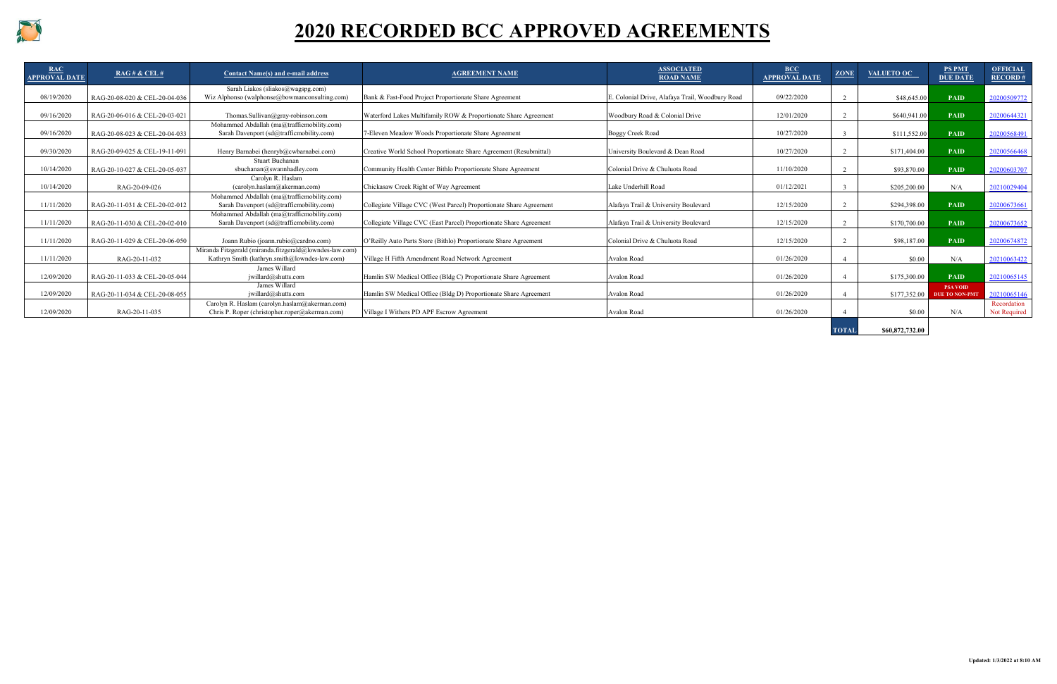# 2020 RECORDED BCC APPROVED AGREEMENTS

| RAC APPROVAL DATE | RAG # & CEL # | Contact Name(s) and e-mail address | AGREEMENT NAME | ASSOCIATED ROAD NAME | BCC APPROVAL DATE | ZONE | VALUETO OC | PS PMT DUE DATE | OFFICIAL RECORD # |
|---|---|---|---|---|---|---|---|---|---|
| 08/19/2020 | RAG-20-08-020 & CEL-20-04-036 | Sarah Liakos (sliakos@wagspg.com) Wiz Alphonso (walphonse@bowmanconsulting.com) | Bank & Fast-Food Project Proportionate Share Agreement | E. Colonial Drive, Alafaya Trail, Woodbury Road | 09/22/2020 | 2 | $48,645.00 | PAID | 20200509772 |
| 09/16/2020 | RAG-20-06-016 & CEL-20-03-021 | Thomas.Sullivan@gray-robinson.com | Waterford Lakes Multifamily ROW & Proportionate Share Agreement | Woodbury Road & Colonial Drive | 12/01/2020 | 2 | $640,941.00 | PAID | 20200644321 |
| 09/16/2020 | RAG-20-08-023 & CEL-20-04-033 | Mohammed Abdallah (ma@trafficmobility.com) Sarah Davenport (sd@trafficmobility.com) | 7-Eleven Meadow Woods Proportionate Share Agreement | Boggy Creek Road | 10/27/2020 | 3 | $111,552.00 | PAID | 20200568491 |
| 09/30/2020 | RAG-20-09-025 & CEL-19-11-091 | Henry Barnabei (henryb@cwbarnabei.com) | Creative World School Proportionate Share Agreement (Resubmittal) | University Boulevard & Dean Road | 10/27/2020 | 2 | $171,404.00 | PAID | 20200566468 |
| 10/14/2020 | RAG-20-10-027 & CEL-20-05-037 | Stuart Buchanan sbuchanan@swannhadley.com | Community Health Center Bithlo Proportionate Share Agreement | Colonial Drive & Chuluota Road | 11/10/2020 | 2 | $93,870.00 | PAID | 20200603707 |
| 10/14/2020 | RAG-20-09-026 | Carolyn R. Haslam (carolyn.haslam@akerman.com) | Chickasaw Creek Right of Way Agreement | Lake Underhill Road | 01/12/2021 | 3 | $205,200.00 | N/A | 20210029404 |
| 11/11/2020 | RAG-20-11-031 & CEL-20-02-012 | Mohammed Abdallah (ma@trafficmobility.com) Sarah Davenport (sd@trafficmobility.com) | Collegiate Village CVC (West Parcel) Proportionate Share Agreement | Alafaya Trail & University Boulevard | 12/15/2020 | 2 | $294,398.00 | PAID | 20200673661 |
| 11/11/2020 | RAG-20-11-030 & CEL-20-02-010 | Mohammed Abdallah (ma@trafficmobility.com) Sarah Davenport (sd@trafficmobility.com) | Collegiate Village CVC (East Parcel) Proportionate Share Agreement | Alafaya Trail & University Boulevard | 12/15/2020 | 2 | $170,700.00 | PAID | 20200673652 |
| 11/11/2020 | RAG-20-11-029 & CEL-20-06-050 | Joann Rubio (joann.rubio@cardno.com) | O'Reilly Auto Parts Store (Bithlo) Proportionate Share Agreement | Colonial Drive & Chuluota Road | 12/15/2020 | 2 | $98,187.00 | PAID | 20200674872 |
| 11/11/2020 | RAG-20-11-032 | Miranda Fitzgerald (miranda.fitzgerald@lowndes-law.com) Kathryn Smith (kathryn.smith@lowndes-law.com) | Village H Fifth Amendment Road Network Agreement | Avalon Road | 01/26/2020 | 4 | $0.00 | N/A | 20210063422 |
| 12/09/2020 | RAG-20-11-033 & CEL-20-05-044 | James Willard jwillard@shutts.com | Hamlin SW Medical Office (Bldg C) Proportionate Share Agreement | Avalon Road | 01/26/2020 | 4 | $175,300.00 | PAID | 20210065145 |
| 12/09/2020 | RAG-20-11-034 & CEL-20-08-055 | James Willard jwillard@shutts.com | Hamlin SW Medical Office (Bldg D) Proportionate Share Agreement | Avalon Road | 01/26/2020 | 4 | $177,352.00 | PSA VOID DUE TO NON-PMT | 20210065146 |
| 12/09/2020 | RAG-20-11-035 | Carolyn R. Haslam (carolyn.haslam@akerman.com) Chris P. Roper (christopher.roper@akerman.com) | Village I Withers PD APF Escrow Agreement | Avalon Road | 01/26/2020 | 4 | $0.00 | N/A | Recordation Not Required |
| | | | | | | TOTAL | $60,872,732.00 | | |

Updated: 1/3/2022 at 8:10 AM